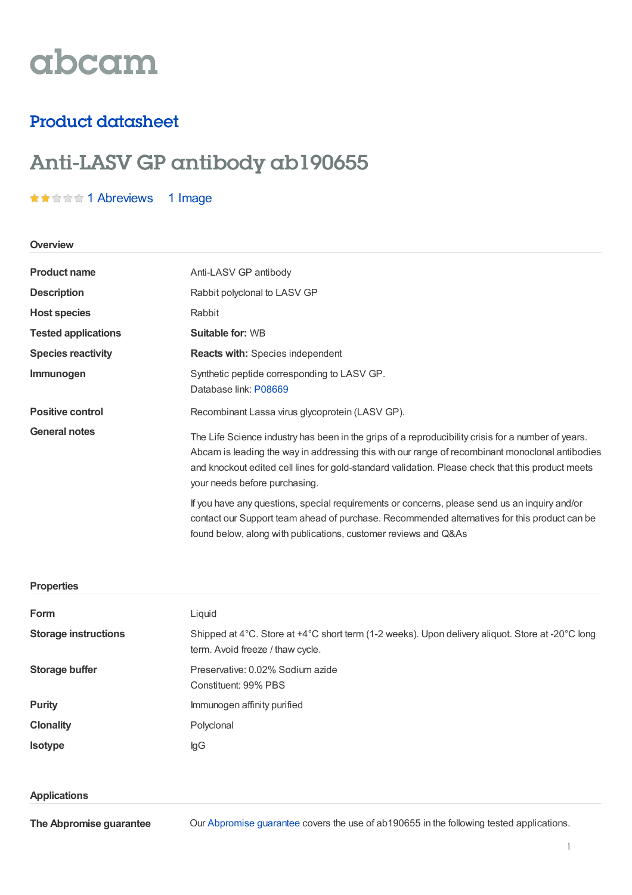abcam

## Product datasheet

# Anti-LASV GP antibody ab190655

1 Abreviews 1 Image

### Overview

| | |
|---|---|
| **Product name** | Anti-LASV GP antibody |
| **Description** | Rabbit polyclonal to LASV GP |
| **Host species** | Rabbit |
| **Tested applications** | **Suitable for:** WB |
| **Species reactivity** | **Reacts with:** Species independent |
| **Immunogen** | Synthetic peptide corresponding to LASV GP.<br>Database link: P08669 |
| **Positive control** | Recombinant Lassa virus glycoprotein (LASV GP). |
| **General notes** | The Life Science industry has been in the grips of a reproducibility crisis for a number of years. Abcam is leading the way in addressing this with our range of recombinant monoclonal antibodies and knockout edited cell lines for gold-standard validation. Please check that this product meets your needs before purchasing.<br><br>If you have any questions, special requirements or concerns, please send us an inquiry and/or contact our Support team ahead of purchase. Recommended alternatives for this product can be found below, along with publications, customer reviews and Q&As |

### Properties

| | |
|---|---|
| **Form** | Liquid |
| **Storage instructions** | Shipped at 4°C. Store at +4°C short term (1-2 weeks). Upon delivery aliquot. Store at -20°C long term. Avoid freeze / thaw cycle. |
| **Storage buffer** | Preservative: 0.02% Sodium azide<br>Constituent: 99% PBS |
| **Purity** | Immunogen affinity purified |
| **Clonality** | Polyclonal |
| **Isotype** | IgG |

### Applications

| | |
|---|---|
| **The Abpromise guarantee** | Our Abpromise guarantee covers the use of ab190655 in the following tested applications. |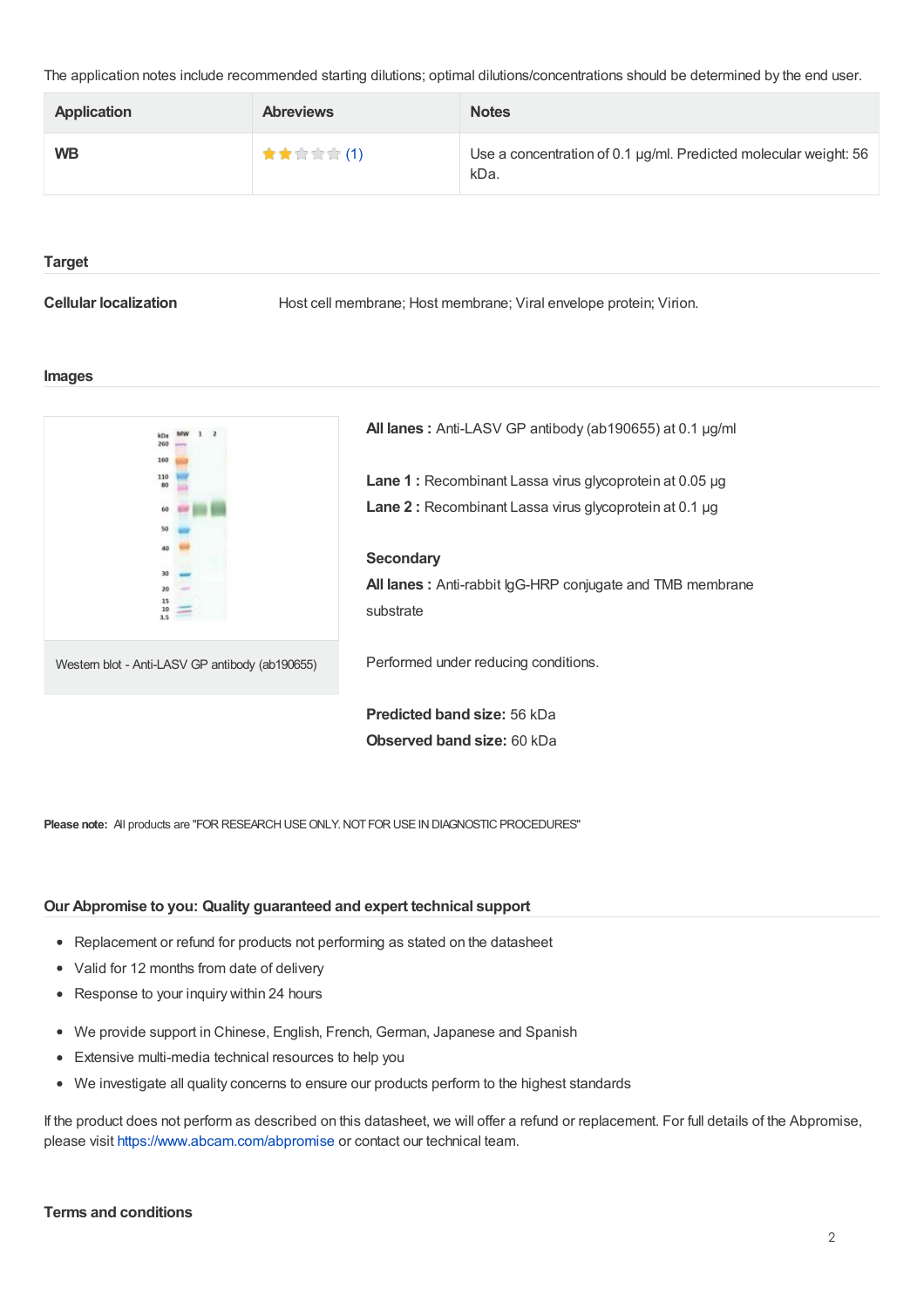The application notes include recommended starting dilutions; optimal dilutions/concentrations should be determined by the end user.

| Application | Abreviews | Notes |
| --- | --- | --- |
| WB | ★★☆☆☆ (1) | Use a concentration of 0.1 µg/ml. Predicted molecular weight: 56 kDa. |

## Target

**Cellular localization** Host cell membrane; Host membrane; Viral envelope protein; Virion.

## Images

Western blot - Anti-LASV GP antibody (ab190655)

**All lanes :** Anti-LASV GP antibody (ab190655) at 0.1 µg/ml

**Lane 1 :** Recombinant Lassa virus glycoprotein at 0.05 µg

**Lane 2 :** Recombinant Lassa virus glycoprotein at 0.1 µg

**Secondary**

**All lanes :** Anti-rabbit IgG-HRP conjugate and TMB membrane substrate

Performed under reducing conditions.

**Predicted band size:** 56 kDa

**Observed band size:** 60 kDa

**Please note:** All products are "FOR RESEARCH USE ONLY. NOT FOR USE IN DIAGNOSTIC PROCEDURES"

## Our Abpromise to you: Quality guaranteed and expert technical support

- Replacement or refund for products not performing as stated on the datasheet
- Valid for 12 months from date of delivery
- Response to your inquiry within 24 hours

- We provide support in Chinese, English, French, German, Japanese and Spanish
- Extensive multi-media technical resources to help you
- We investigate all quality concerns to ensure our products perform to the highest standards

If the product does not perform as described on this datasheet, we will offer a refund or replacement. For full details of the Abpromise, please visit https://www.abcam.com/abpromise or contact our technical team.

## Terms and conditions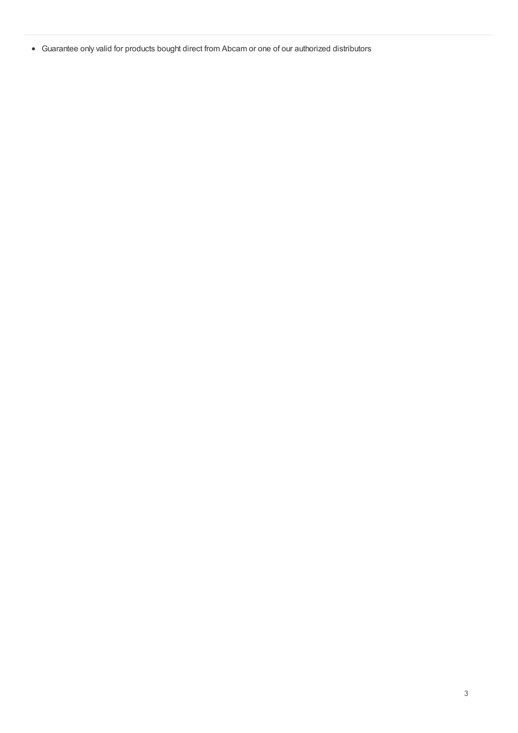- Guarantee only valid for products bought direct from Abcam or one of our authorized distributors